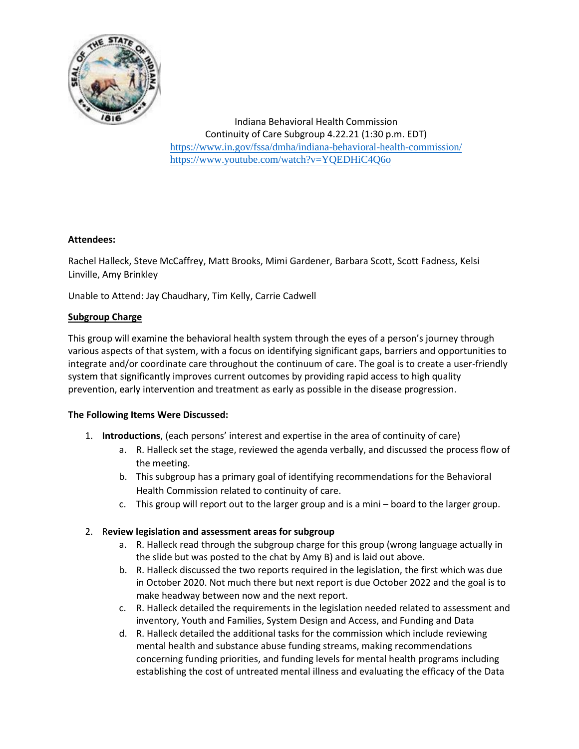Indiana Behavioral Health Commission
Continuity of Care Subgroup 4.22.21 (1:30 p.m. EDT)
https://www.in.gov/fssa/dmha/indiana-behavioral-health-commission/
https://www.youtube.com/watch?v=YQEDHiC4Q6o

**Attendees:**

Rachel Halleck, Steve McCaffrey, Matt Brooks, Mimi Gardener, Barbara Scott, Scott Fadness, Kelsi Linville, Amy Brinkley

Unable to Attend: Jay Chaudhary, Tim Kelly, Carrie Cadwell

**<u>Subgroup Charge</u>**

This group will examine the behavioral health system through the eyes of a person's journey through various aspects of that system, with a focus on identifying significant gaps, barriers and opportunities to integrate and/or coordinate care throughout the continuum of care. The goal is to create a user-friendly system that significantly improves current outcomes by providing rapid access to high quality prevention, early intervention and treatment as early as possible in the disease progression.

**The Following Items Were Discussed:**

1. **Introductions**, (each persons' interest and expertise in the area of continuity of care)
   a. R. Halleck set the stage, reviewed the agenda verbally, and discussed the process flow of the meeting.
   b. This subgroup has a primary goal of identifying recommendations for the Behavioral Health Commission related to continuity of care.
   c. This group will report out to the larger group and is a mini – board to the larger group.

2. R**eview legislation and assessment areas for subgroup**
   a. R. Halleck read through the subgroup charge for this group (wrong language actually in the slide but was posted to the chat by Amy B) and is laid out above.
   b. R. Halleck discussed the two reports required in the legislation, the first which was due in October 2020. Not much there but next report is due October 2022 and the goal is to make headway between now and the next report.
   c. R. Halleck detailed the requirements in the legislation needed related to assessment and inventory, Youth and Families, System Design and Access, and Funding and Data
   d. R. Halleck detailed the additional tasks for the commission which include reviewing mental health and substance abuse funding streams, making recommendations concerning funding priorities, and funding levels for mental health programs including establishing the cost of untreated mental illness and evaluating the efficacy of the Data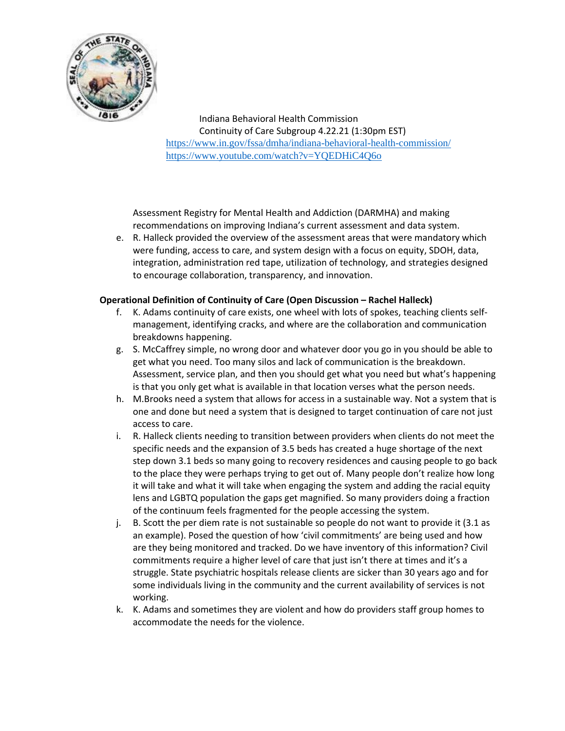Assessment Registry for Mental Health and Addiction (DARMHA) and making recommendations on improving Indiana's current assessment and data system.

e. R. Halleck provided the overview of the assessment areas that were mandatory which were funding, access to care, and system design with a focus on equity, SDOH, data, integration, administration red tape, utilization of technology, and strategies designed to encourage collaboration, transparency, and innovation.

**Operational Definition of Continuity of Care (Open Discussion – Rachel Halleck)**

f. K. Adams continuity of care exists, one wheel with lots of spokes, teaching clients self-management, identifying cracks, and where are the collaboration and communication breakdowns happening.

g. S. McCaffrey simple, no wrong door and whatever door you go in you should be able to get what you need. Too many silos and lack of communication is the breakdown. Assessment, service plan, and then you should get what you need but what's happening is that you only get what is available in that location verses what the person needs.

h. M.Brooks need a system that allows for access in a sustainable way. Not a system that is one and done but need a system that is designed to target continuation of care not just access to care.

i. R. Halleck clients needing to transition between providers when clients do not meet the specific needs and the expansion of 3.5 beds has created a huge shortage of the next step down 3.1 beds so many going to recovery residences and causing people to go back to the place they were perhaps trying to get out of. Many people don't realize how long it will take and what it will take when engaging the system and adding the racial equity lens and LGBTQ population the gaps get magnified. So many providers doing a fraction of the continuum feels fragmented for the people accessing the system.

j. B. Scott the per diem rate is not sustainable so people do not want to provide it (3.1 as an example). Posed the question of how 'civil commitments' are being used and how are they being monitored and tracked. Do we have inventory of this information? Civil commitments require a higher level of care that just isn't there at times and it's a struggle. State psychiatric hospitals release clients are sicker than 30 years ago and for some individuals living in the community and the current availability of services is not working.

k. K. Adams and sometimes they are violent and how do providers staff group homes to accommodate the needs for the violence.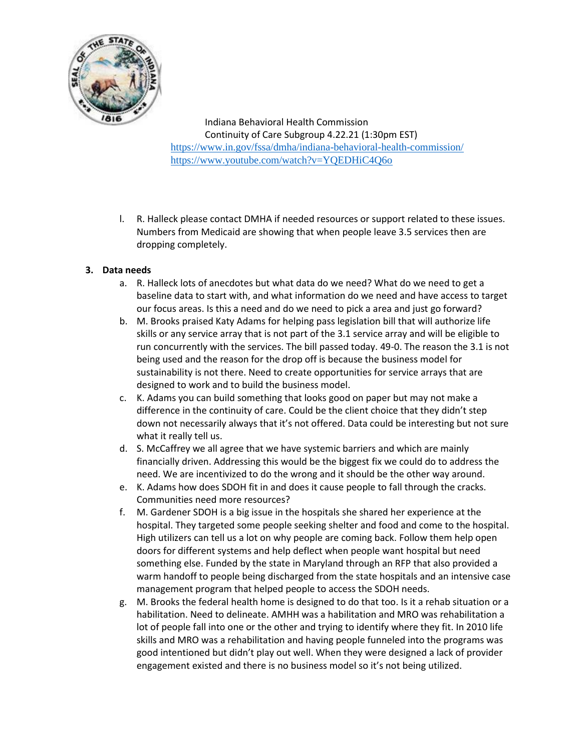Indiana Behavioral Health Commission
Continuity of Care Subgroup 4.22.21 (1:30pm EST)
https://www.in.gov/fssa/dmha/indiana-behavioral-health-commission/
https://www.youtube.com/watch?v=YQEDHiC4Q6o

l. R. Halleck please contact DMHA if needed resources or support related to these issues. Numbers from Medicaid are showing that when people leave 3.5 services then are dropping completely.

**3. Data needs**

a. R. Halleck lots of anecdotes but what data do we need? What do we need to get a baseline data to start with, and what information do we need and have access to target our focus areas. Is this a need and do we need to pick a area and just go forward?
b. M. Brooks praised Katy Adams for helping pass legislation bill that will authorize life skills or any service array that is not part of the 3.1 service array and will be eligible to run concurrently with the services. The bill passed today. 49-0. The reason the 3.1 is not being used and the reason for the drop off is because the business model for sustainability is not there. Need to create opportunities for service arrays that are designed to work and to build the business model.
c. K. Adams you can build something that looks good on paper but may not make a difference in the continuity of care. Could be the client choice that they didn't step down not necessarily always that it's not offered. Data could be interesting but not sure what it really tell us.
d. S. McCaffrey we all agree that we have systemic barriers and which are mainly financially driven. Addressing this would be the biggest fix we could do to address the need. We are incentivized to do the wrong and it should be the other way around.
e. K. Adams how does SDOH fit in and does it cause people to fall through the cracks. Communities need more resources?
f. M. Gardener SDOH is a big issue in the hospitals she shared her experience at the hospital. They targeted some people seeking shelter and food and come to the hospital. High utilizers can tell us a lot on why people are coming back. Follow them help open doors for different systems and help deflect when people want hospital but need something else. Funded by the state in Maryland through an RFP that also provided a warm handoff to people being discharged from the state hospitals and an intensive case management program that helped people to access the SDOH needs.
g. M. Brooks the federal health home is designed to do that too. Is it a rehab situation or a habilitation. Need to delineate. AMHH was a habilitation and MRO was rehabilitation a lot of people fall into one or the other and trying to identify where they fit. In 2010 life skills and MRO was a rehabilitation and having people funneled into the programs was good intentioned but didn't play out well. When they were designed a lack of provider engagement existed and there is no business model so it's not being utilized.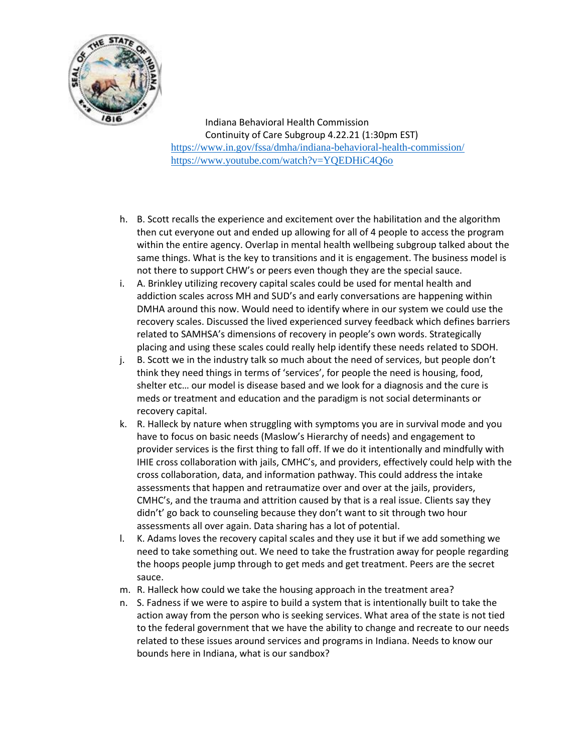Indiana Behavioral Health Commission
Continuity of Care Subgroup 4.22.21 (1:30pm EST)
https://www.in.gov/fssa/dmha/indiana-behavioral-health-commission/
https://www.youtube.com/watch?v=YQEDHiC4Q6o

h. B. Scott recalls the experience and excitement over the habilitation and the algorithm then cut everyone out and ended up allowing for all of 4 people to access the program within the entire agency. Overlap in mental health wellbeing subgroup talked about the same things. What is the key to transitions and it is engagement. The business model is not there to support CHW's or peers even though they are the special sauce.
i. A. Brinkley utilizing recovery capital scales could be used for mental health and addiction scales across MH and SUD's and early conversations are happening within DMHA around this now. Would need to identify where in our system we could use the recovery scales. Discussed the lived experienced survey feedback which defines barriers related to SAMHSA's dimensions of recovery in people's own words. Strategically placing and using these scales could really help identify these needs related to SDOH.
j. B. Scott we in the industry talk so much about the need of services, but people don't think they need things in terms of 'services', for people the need is housing, food, shelter etc… our model is disease based and we look for a diagnosis and the cure is meds or treatment and education and the paradigm is not social determinants or recovery capital.
k. R. Halleck by nature when struggling with symptoms you are in survival mode and you have to focus on basic needs (Maslow's Hierarchy of needs) and engagement to provider services is the first thing to fall off. If we do it intentionally and mindfully with IHIE cross collaboration with jails, CMHC's, and providers, effectively could help with the cross collaboration, data, and information pathway. This could address the intake assessments that happen and retraumatize over and over at the jails, providers, CMHC's, and the trauma and attrition caused by that is a real issue. Clients say they didn't' go back to counseling because they don't want to sit through two hour assessments all over again. Data sharing has a lot of potential.
l. K. Adams loves the recovery capital scales and they use it but if we add something we need to take something out. We need to take the frustration away for people regarding the hoops people jump through to get meds and get treatment. Peers are the secret sauce.
m. R. Halleck how could we take the housing approach in the treatment area?
n. S. Fadness if we were to aspire to build a system that is intentionally built to take the action away from the person who is seeking services. What area of the state is not tied to the federal government that we have the ability to change and recreate to our needs related to these issues around services and programs in Indiana. Needs to know our bounds here in Indiana, what is our sandbox?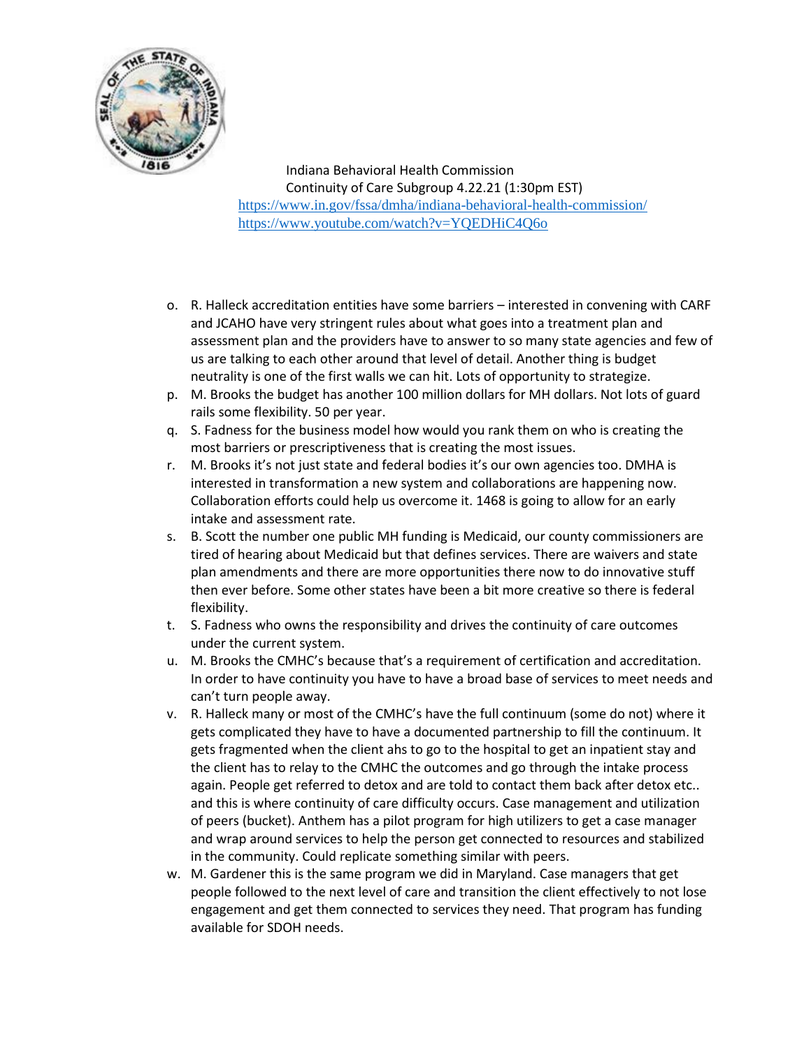Indiana Behavioral Health Commission
Continuity of Care Subgroup 4.22.21 (1:30pm EST)
https://www.in.gov/fssa/dmha/indiana-behavioral-health-commission/
https://www.youtube.com/watch?v=YQEDHiC4Q6o

o. R. Halleck accreditation entities have some barriers – interested in convening with CARF and JCAHO have very stringent rules about what goes into a treatment plan and assessment plan and the providers have to answer to so many state agencies and few of us are talking to each other around that level of detail. Another thing is budget neutrality is one of the first walls we can hit. Lots of opportunity to strategize.

p. M. Brooks the budget has another 100 million dollars for MH dollars. Not lots of guard rails some flexibility. 50 per year.

q. S. Fadness for the business model how would you rank them on who is creating the most barriers or prescriptiveness that is creating the most issues.

r. M. Brooks it's not just state and federal bodies it's our own agencies too. DMHA is interested in transformation a new system and collaborations are happening now. Collaboration efforts could help us overcome it. 1468 is going to allow for an early intake and assessment rate.

s. B. Scott the number one public MH funding is Medicaid, our county commissioners are tired of hearing about Medicaid but that defines services. There are waivers and state plan amendments and there are more opportunities there now to do innovative stuff then ever before. Some other states have been a bit more creative so there is federal flexibility.

t. S. Fadness who owns the responsibility and drives the continuity of care outcomes under the current system.

u. M. Brooks the CMHC's because that's a requirement of certification and accreditation. In order to have continuity you have to have a broad base of services to meet needs and can't turn people away.

v. R. Halleck many or most of the CMHC's have the full continuum (some do not) where it gets complicated they have to have a documented partnership to fill the continuum. It gets fragmented when the client ahs to go to the hospital to get an inpatient stay and the client has to relay to the CMHC the outcomes and go through the intake process again. People get referred to detox and are told to contact them back after detox etc.. and this is where continuity of care difficulty occurs. Case management and utilization of peers (bucket). Anthem has a pilot program for high utilizers to get a case manager and wrap around services to help the person get connected to resources and stabilized in the community. Could replicate something similar with peers.

w. M. Gardener this is the same program we did in Maryland. Case managers that get people followed to the next level of care and transition the client effectively to not lose engagement and get them connected to services they need. That program has funding available for SDOH needs.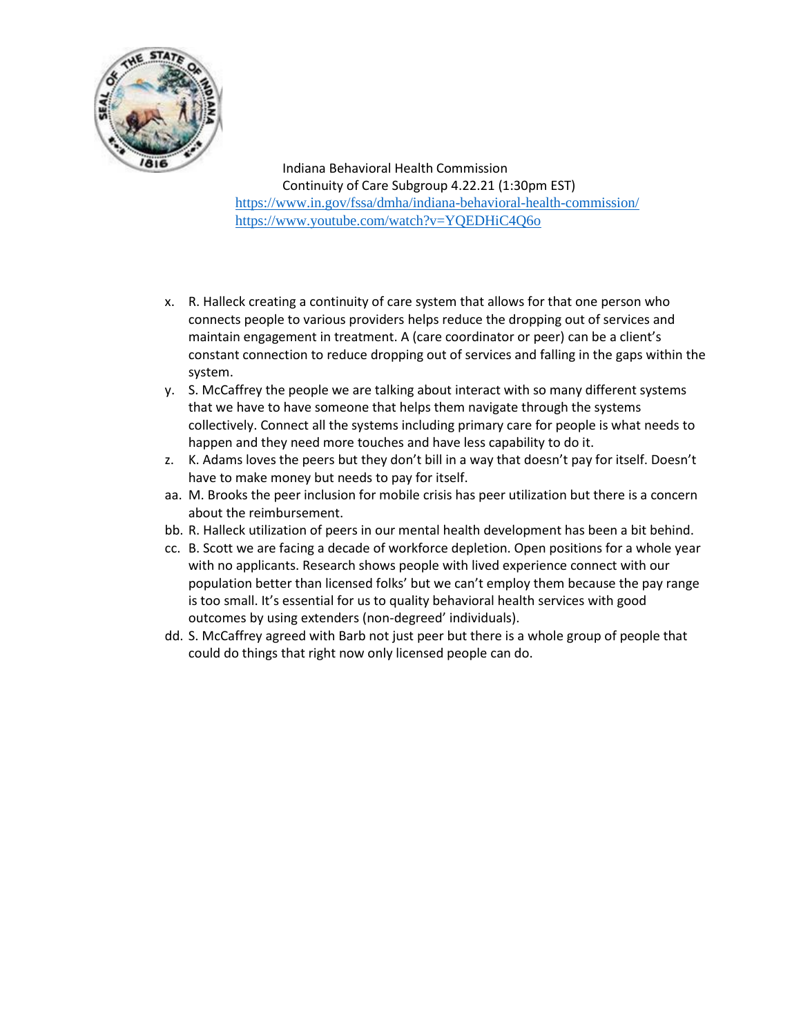Indiana Behavioral Health Commission
Continuity of Care Subgroup 4.22.21 (1:30pm EST)
https://www.in.gov/fssa/dmha/indiana-behavioral-health-commission/
https://www.youtube.com/watch?v=YQEDHiC4Q6o

x. R. Halleck creating a continuity of care system that allows for that one person who connects people to various providers helps reduce the dropping out of services and maintain engagement in treatment. A (care coordinator or peer) can be a client's constant connection to reduce dropping out of services and falling in the gaps within the system.
y. S. McCaffrey the people we are talking about interact with so many different systems that we have to have someone that helps them navigate through the systems collectively. Connect all the systems including primary care for people is what needs to happen and they need more touches and have less capability to do it.
z. K. Adams loves the peers but they don't bill in a way that doesn't pay for itself. Doesn't have to make money but needs to pay for itself.
aa. M. Brooks the peer inclusion for mobile crisis has peer utilization but there is a concern about the reimbursement.
bb. R. Halleck utilization of peers in our mental health development has been a bit behind.
cc. B. Scott we are facing a decade of workforce depletion. Open positions for a whole year with no applicants. Research shows people with lived experience connect with our population better than licensed folks' but we can't employ them because the pay range is too small. It's essential for us to quality behavioral health services with good outcomes by using extenders (non-degreed' individuals).
dd. S. McCaffrey agreed with Barb not just peer but there is a whole group of people that could do things that right now only licensed people can do.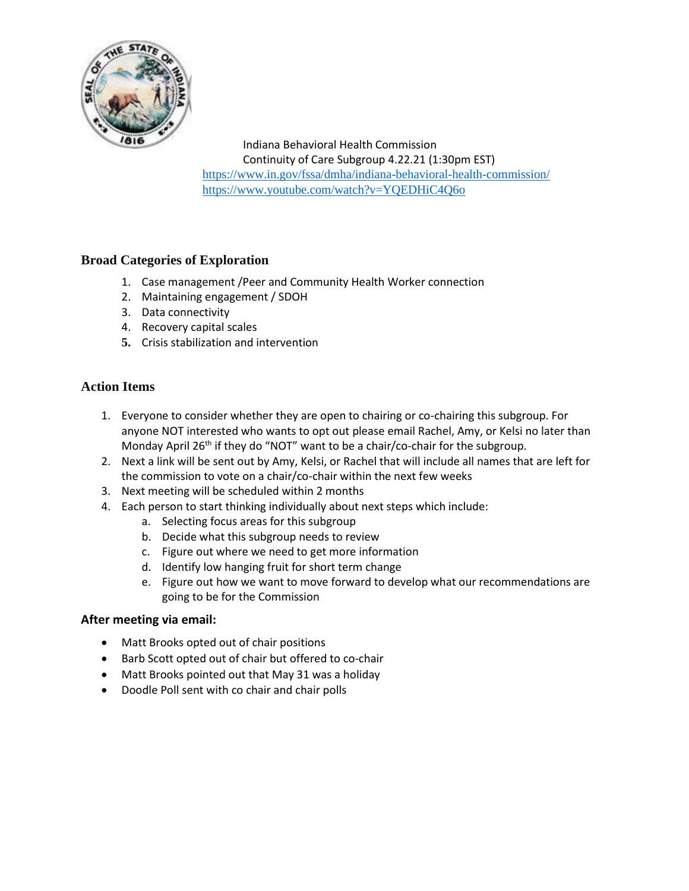Indiana Behavioral Health Commission
Continuity of Care Subgroup 4.22.21 (1:30pm EST)
https://www.in.gov/fssa/dmha/indiana-behavioral-health-commission/
https://www.youtube.com/watch?v=YQEDHiC4Q6o

## Broad Categories of Exploration

1. Case management /Peer and Community Health Worker connection
2. Maintaining engagement / SDOH
3. Data connectivity
4. Recovery capital scales
5. Crisis stabilization and intervention

## Action Items

1. Everyone to consider whether they are open to chairing or co-chairing this subgroup. For anyone NOT interested who wants to opt out please email Rachel, Amy, or Kelsi no later than Monday April 26th if they do "NOT" want to be a chair/co-chair for the subgroup.
2. Next a link will be sent out by Amy, Kelsi, or Rachel that will include all names that are left for the commission to vote on a chair/co-chair within the next few weeks
3. Next meeting will be scheduled within 2 months
4. Each person to start thinking individually about next steps which include:
   a. Selecting focus areas for this subgroup
   b. Decide what this subgroup needs to review
   c. Figure out where we need to get more information
   d. Identify low hanging fruit for short term change
   e. Figure out how we want to move forward to develop what our recommendations are going to be for the Commission

**After meeting via email:**

- Matt Brooks opted out of chair positions
- Barb Scott opted out of chair but offered to co-chair
- Matt Brooks pointed out that May 31 was a holiday
- Doodle Poll sent with co chair and chair polls